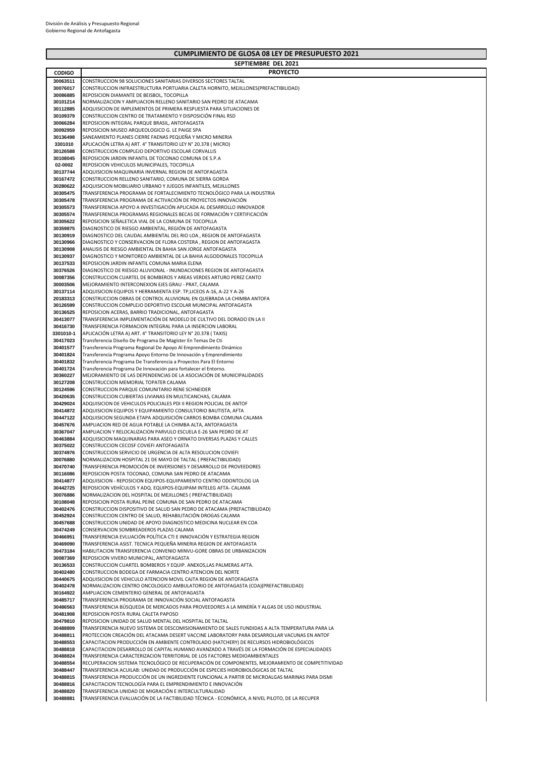División de Análisis y Presupuesto Regional
Gobierno Regional de Antofagasta

# CUMPLIMIENTO DE GLOSA 08 LEY DE PRESUPUESTO 2021

## SEPTIEMBRE DEL 2021

| CODIGO | PROYECTO |
|---|---|
| 30063511 | CONSTRUCCION 98 SOLUCIONES SANITARIAS DIVERSOS SECTORES TALTAL |
| 30076017 | CONSTRUCCION INFRAESTRUCTURA PORTUARIA CALETA HORNITO, MEJILLONES(PREFACTIBILIDAD) |
| 30086885 | REPOSICION DIAMANTE DE BEISBOL, TOCOPILLA |
| 30101214 | NORMALIZACION Y AMPLIACION RELLENO SANITARIO SAN PEDRO DE ATACAMA |
| 30112885 | ADQUISICION DE IMPLEMENTOS DE PRIMERA RESPUESTA PARA SITUACIONES DE |
| 30109379 | CONSTRUCCION CENTRO DE TRATAMIENTO Y DISPOSICIÓN FINAL RSD |
| 30066284 | REPOSICION INTEGRAL PARQUE BRASIL, ANTOFAGASTA |
| 30092959 | REPOSICION MUSEO ARQUEOLOGICO G. LE PAIGE SPA |
| 30136498 | SANEAMIENTO PLANES CIERRE FAENAS PEQUEÑA Y MICRO MINERIA |
| 3301010 | APLICACIÓN LETRA A) ART. 4° TRANSITORIO LEY N° 20.378 ( MICRO) |
| 30126588 | CONSTRUCCION COMPLEJO DEPORTIVO ESCOLAR CORVALLIS |
| 30108045 | REPOSICION JARDIN INFANTIL DE TOCONAO COMUNA DE S.P.A |
| 02-0002 | REPOSICION VEHICULOS MUNICIPALES, TOCOPILLA |
| 30137744 | ADQUISICION MAQUINARIA INVERNAL REGION DE ANTOFAGASTA |
| 30167472 | CONSTRUCCION RELLENO SANITARIO, COMUNA DE SIERRA GORDA |
| 30280622 | ADQUISICION MOBILIARIO URBANO Y JUEGOS INFANTILES, MEJILLONES |
| 30305475 | TRANSFERENCIA PROGRAMA DE FORTALECIMIENTO TECNOLÓGICO PARA LA INDUSTRIA |
| 30305478 | TRANSFERENCIA PROGRAMA DE ACTIVACIÓN DE PROYECTOS INNOVACIÓN |
| 30305573 | TRANSFERENCIA APOYO A INVESTIGACIÓN APLICADA AL DESARROLLO INNOVADOR |
| 30305574 | TRANSFERENCIA PROGRAMAS REGIONALES BECAS DE FORMACIÓN Y CERTIFICACIÓN |
| 30305622 | REPOSICION SEÑALETICA VIAL DE LA COMUNA DE TOCOPILLA |
| 30359875 | DIAGNOSTICO DE RIESGO AMBIENTAL, REGIÓN DE ANTOFAGASTA |
| 30130919 | DIAGNOSTICO DEL CAUDAL AMBIENTAL DEL RIO LOA , REGION DE ANTOFAGASTA |
| 30130966 | DIAGNOSTICO Y CONSERVACION DE FLORA COSTERA , REGION DE ANTOFAGASTA |
| 30130908 | ANALISIS DE RIESGO AMBIENTAL EN BAHIA SAN JORGE ANTOFAGASTA |
| 30130937 | DIAGNOSTICO Y MONITOREO AMBIENTAL DE LA BAHIA ALGODONALES TOCOPILLA |
| 30137533 | REPOSICION JARDIN INFANTIL COMUNA MARIA ELENA |
| 30376526 | DIAGNOSTICO DE RIESGO ALUVIONAL - INUNDACIONES REGION DE ANTOFAGASTA |
| 30087356 | CONSTRUCCION CUARTEL DE BOMBEROS Y AREAS VERDES ARTURO PEREZ CANTO |
| 30003506 | MEJORAMIENTO INTERCONEXION EJES GRAU - PRAT, CALAMA |
| 30137114 | ADQUISICION EQUIPOS Y HERRAMIENTA ESP. TP,LICEOS A-16, A-22 Y A-26 |
| 20183313 | CONSTRUCCION OBRAS DE CONTROL ALUVIONAL EN QUEBRADA LA CHIMBA ANTOFA |
| 30126599 | CONSTRUCCION COMPLEJO DEPORTIVO ESCOLAR MUNICIPAL ANTOFAGASTA |
| 30136525 | REPOSICION ACERAS, BARRIO TRADICIONAL, ANTOFAGASTA |
| 30413077 | TRANSFERENCIA IMPLEMENTACIÓN DE MODELO DE CULTIVO DEL DORADO EN LA II |
| 30416730 | TRANSFERENCIA FORMACION INTEGRAL PARA LA INSERCION LABORAL |
| 3301010-1 | APLICACIÓN LETRA A) ART. 4° TRANSITORIO LEY N° 20.378 ( TAXIS) |
| 30417023 | Transferencia Diseño De Programa De Magíster En Temas De Cti |
| 30401577 | Transferencia Programa Regional De Apoyo Al Emprendimiento Dinámico |
| 30401824 | Transferencia Programa Apoyo Entorno De Innovación y Emprendimiento |
| 30401832 | Transferencia Programa De Transferencia a Proyectos Para El Entorno |
| 30401724 | Transferencia Programa De Innovación para fortalecer el Entorno. |
| 30360227 | MEJORAMIENTO DE LAS DEPENDENCIAS DE LA ASOCIACIÓN DE MUNICIPALIDADES |
| 30127208 | CONSTRUCCION MEMORIAL TOPATER CALAMA |
| 30124596 | CONSTRUCCION PARQUE COMUNITARIO RENE SCHNEIDER |
| 30420635 | CONSTRUCCION CUBIERTAS LIVIANAS EN MULTICANCHAS, CALAMA |
| 30429024 | ADQUISICION DE VEHICULOS POLICIALES PDI II REGION POLICIAL DE ANTOF |
| 30414872 | ADQUISICION EQUIPOS Y EQUIPAMIENTO CONSULTORIO BAUTISTA, AFTA |
| 30447122 | ADQUISICION SEGUNDA ETAPA ADQUISICIÓN CARROS BOMBA COMUNA CALAMA |
| 30457676 | AMPLIACION RED DE AGUA POTABLE LA CHIMBA ALTA, ANTOFAGASTA |
| 30367047 | AMPLIACION Y RELOCALIZACION PARVULO ESCUELA E-26 SAN PEDRO DE AT |
| 30463884 | ADQUISICION MAQUINARIAS PARA ASEO Y ORNATO DIVERSAS PLAZAS Y CALLES |
| 30375022 | CONSTRUCCION CECOSF COVIEFI ANTOFAGASTA |
| 30374976 | CONSTRUCCION SERVICIO DE URGENCIA DE ALTA RESOLUCION COVIEFI |
| 30076880 | NORMALIZACION HOSPITAL 21 DE MAYO DE TALTAL ( PREFACTIBILIDAD) |
| 30470740 | TRANSFERENCIA PROMOCIÓN DE INVERSIONES Y DESARROLLO DE PROVEEDORES |
| 30116086 | REPOSICION POSTA TOCONAO, COMUNA SAN PEDRO DE ATACAMA |
| 30414877 | ADQUISICION - REPOSICION EQUIPOS-EQUIPAMIENTO CENTRO ODONTOLOG UA |
| 30442725 | REPOSICION VEHÍCULOS Y ADQ. EQUIPOS-EQUIPAM INTELEG AFTA- CALAMA |
| 30076886 | NORMALIZACION DEL HOSPITAL DE MEJILLONES ( PREFACTIBILIDAD) |
| 30108048 | REPOSICION POSTA RURAL PEINE COMUNA DE SAN PEDRO DE ATACAMA |
| 30402476 | CONSTRUCCION DISPOSITIVO DE SALUD SAN PEDRO DE ATACAMA (PREFACTIBILIDAD) |
| 30452924 | CONSTRUCCION CENTRO DE SALUD, REHABILITACIÓN DROGAS CALAMA |
| 30457688 | CONSTRUCCION UNIDAD DE APOYO DIAGNOSTICO MEDICINA NUCLEAR EN COA |
| 30474249 | CONSERVACION SOMBREADEROS PLAZAS CALAMA |
| 30466951 | TRANSFERENCIA EVLUACIÓN POLÍTICA CTI E INNOVACIÓN Y ESTRATEGIA REGION |
| 30469090 | TRANSFERENCIA ASIST. TECNICA PEQUEÑA MINERIA REGION DE ANTOFAGASTA |
| 30473184 | HABILITACION TRANSFERENCIA CONVENIO MINVU-GORE OBRAS DE URBANIZACION |
| 30087369 | REPOSICION VIVERO MUNICIPAL, ANTOFAGASTA |
| 30136533 | CONSTRUCCION CUARTEL BOMBEROS Y EQUIP. ANEXOS,LAS PALMERAS AFTA. |
| 30402480 | CONSTRUCCION BODEGA DE FARMACIA CENTRO ATENCION DEL NORTE |
| 30440675 | ADQUISICION DE VEHICULO ATENCION MOVIL CAJTA REGION DE ANTOFAGASTA |
| 30402478 | NORMALIZACION CENTRO ONCOLOGICO AMBULATORIO DE ANTOFAGASTA (COA)(PREFACTIBILIDAD) |
| 30164922 | AMPLIACION CEMENTERIO GENERAL DE ANTOFAGASTA |
| 30485717 | TRANSFERENCIA PROGRAMA DE INNOVACIÓN SOCIAL ANTOFAGASTA |
| 30486563 | TRANSFERENCIA BÚSQUEDA DE MERCADOS PARA PROVEEDORES A LA MINERÍA Y ALGAS DE USO INDUSTRIAL |
| 30481908 | REPOSICION POSTA RURAL CALETA PAPOSO |
| 30479810 | REPOSICION UNIDAD DE SALUD MENTAL DEL HOSPITAL DE TALTAL |
| 30488809 | TRANSFERENCIA NUEVO SISTEMA DE DESCOMISIONAMIENTO DE SALES FUNDIDAS A ALTA TEMPERATURA PARA LA |
| 30488811 | PROTECCION CREACIÓN DEL ATACAMA DESERT VACCINE LABORATORY PARA DESARROLLAR VACUNAS EN ANTOF |
| 30488553 | CAPACITACION PRODUCCIÓN EN AMBIENTE CONTROLADO (HATCHERY) DE RECURSOS HIDROBIOLÓGICOS |
| 30488818 | CAPACITACION DESARROLLO DE CAPITAL HUMANO AVANZADO A TRAVÉS DE LA FORMACIÓN DE ESPECIALIDADES |
| 30488824 | TRANSFERENCIA CARACTERIZACION TERRITORIAL DE LOS FACTORES MEDIOAMBIENTALES |
| 30488554 | RECUPERACION SISTEMA TECNOLÓGICO DE RECUPERACIÓN DE COMPONENTES, MEJORAMIENTO DE COMPETITIVIDAD |
| 30488447 | TRANSFERENCIA ACUILAB: UNIDAD DE PRODUCCIÓN DE ESPECIES HIDROBIOLÓGICAS DE TALTAL |
| 30488815 | TRANSFERENCIA PRODUCCIÓN DE UN INGREDIENTE FUNCIONAL A PARTIR DE MICROALGAS MARINAS PARA DISMI |
| 30488816 | CAPACITACION TECNOLOGÍA PARA EL EMPRENDIMIENTO E INNOVACIÓN |
| 30488820 | TRANSFERENCIA UNIDAD DE MIGRACIÓN E INTERCULTURALIDAD |
| 30488881 | TRANSFERENCIA EVALUACIÓN DE LA FACTIBILIDAD TÉCNICA - ECONÓMICA, A NIVEL PILOTO, DE LA RECUPER |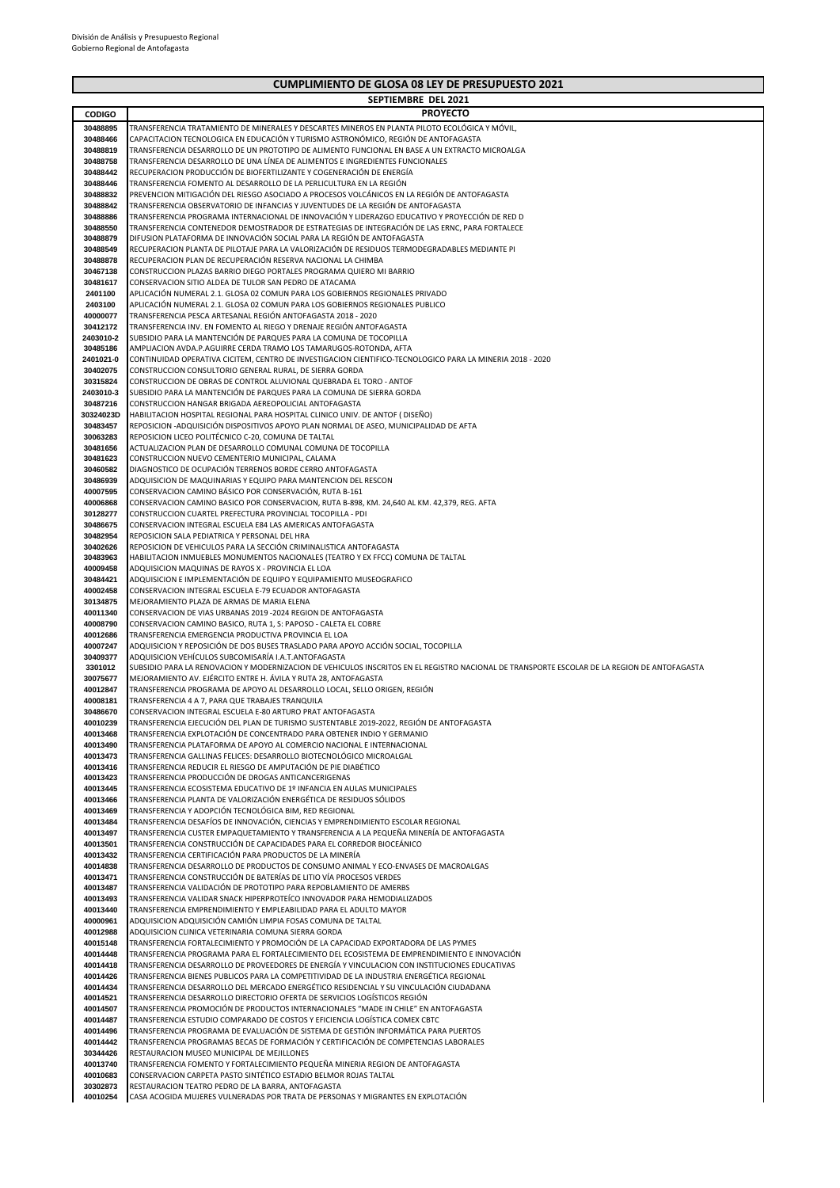División de Análisis y Presupuesto Regional
Gobierno Regional de Antofagasta

## CUMPLIMIENTO DE GLOSA 08 LEY DE PRESUPUESTO 2021

### SEPTIEMBRE DEL 2021

| CODIGO | PROYECTO |
|---|---|
| 30488895 | TRANSFERENCIA TRATAMIENTO DE MINERALES Y DESCARTES MINEROS EN PLANTA PILOTO ECOLÓGICA Y MÓVIL, |
| 30488466 | CAPACITACION TECNOLOGICA EN EDUCACIÓN Y TURISMO ASTRONÓMICO, REGIÓN DE ANTOFAGASTA |
| 30488819 | TRANSFERENCIA DESARROLLO DE UN PROTOTIPO DE ALIMENTO FUNCIONAL EN BASE A UN EXTRACTO MICROALGA |
| 30488758 | TRANSFERENCIA DESARROLLO DE UNA LÍNEA DE ALIMENTOS E INGREDIENTES FUNCIONALES |
| 30488442 | RECUPERACION PRODUCCIÓN DE BIOFERTILIZANTE Y COGENERACIÓN DE ENERGÍA |
| 30488446 | TRANSFERENCIA FOMENTO AL DESARROLLO DE LA PERLICULTURA EN LA REGIÓN |
| 30488832 | PREVENCION MITIGACIÓN DEL RIESGO ASOCIADO A PROCESOS VOLCÁNICOS EN LA REGIÓN DE ANTOFAGASTA |
| 30488842 | TRANSFERENCIA OBSERVATORIO DE INFANCIAS Y JUVENTUDES DE LA REGIÓN DE ANTOFAGASTA |
| 30488886 | TRANSFERENCIA PROGRAMA INTERNACIONAL DE INNOVACIÓN Y LIDERAZGO EDUCATIVO Y PROYECCIÓN DE RED D |
| 30488550 | TRANSFERENCIA CONTENEDOR DEMOSTRADOR DE ESTRATEGIAS DE INTEGRACIÓN DE LAS ERNC, PARA FORTALECE |
| 30488879 | DIFUSION PLATAFORMA DE INNOVACIÓN SOCIAL PARA LA REGIÓN DE ANTOFAGASTA |
| 30488549 | RECUPERACION PLANTA DE PILOTAJE PARA LA VALORIZACIÓN DE RESIDUOS TERMODEGRADABLES MEDIANTE PI |
| 30488878 | RECUPERACION PLAN DE RECUPERACIÓN RESERVA NACIONAL LA CHIMBA |
| 30467138 | CONSTRUCCION PLAZAS BARRIO DIEGO PORTALES PROGRAMA QUIERO MI BARRIO |
| 30481617 | CONSERVACION SITIO ALDEA DE TULOR SAN PEDRO DE ATACAMA |
| 2401100 | APLICACIÓN NUMERAL 2.1. GLOSA 02 COMUN PARA LOS GOBIERNOS REGIONALES PRIVADO |
| 2403100 | APLICACIÓN NUMERAL 2.1. GLOSA 02 COMUN PARA LOS GOBIERNOS REGIONALES PUBLICO |
| 40000077 | TRANSFERENCIA PESCA ARTESANAL REGIÓN ANTOFAGASTA 2018 - 2020 |
| 30412172 | TRANSFERENCIA INV. EN FOMENTO AL RIEGO Y DRENAJE REGIÓN ANTOFAGASTA |
| 2403010-2 | SUBSIDIO PARA LA MANTENCIÓN DE PARQUES PARA LA COMUNA DE TOCOPILLA |
| 30485186 | AMPLIACION AVDA.P.AGUIRRE CERDA TRAMO LOS TAMARUGOS-ROTONDA, AFTA |
| 2401021-0 | CONTINUIDAD OPERATIVA CICITEM, CENTRO DE INVESTIGACION CIENTIFICO-TECNOLOGICO PARA LA MINERIA 2018 - 2020 |
| 30402075 | CONSTRUCCION CONSULTORIO GENERAL RURAL, DE SIERRA GORDA |
| 30315824 | CONSTRUCCION DE OBRAS DE CONTROL ALUVIONAL QUEBRADA EL TORO - ANTOF |
| 2403010-3 | SUBSIDIO PARA LA MANTENCIÓN DE PARQUES PARA LA COMUNA DE SIERRA GORDA |
| 30487216 | CONSTRUCCION HANGAR BRIGADA AEREOPOLICIAL ANTOFAGASTA |
| 30324023D | HABILITACION HOSPITAL REGIONAL PARA HOSPITAL CLINICO UNIV. DE ANTOF ( DISEÑO) |
| 30483457 | REPOSICION -ADQUISICIÓN DISPOSITIVOS APOYO PLAN NORMAL DE ASEO, MUNICIPALIDAD DE AFTA |
| 30063283 | REPOSICION LICEO POLITÉCNICO C-20, COMUNA DE TALTAL |
| 30481656 | ACTUALIZACION PLAN DE DESARROLLO COMUNAL COMUNA DE TOCOPILLA |
| 30481623 | CONSTRUCCION NUEVO CEMENTERIO MUNICIPAL, CALAMA |
| 30460582 | DIAGNOSTICO DE OCUPACIÓN TERRENOS BORDE CERRO ANTOFAGASTA |
| 30486939 | ADQUISICION DE MAQUINARIAS Y EQUIPO PARA MANTENCION DEL RESCON |
| 40007595 | CONSERVACION CAMINO BÁSICO POR CONSERVACIÓN, RUTA B-161 |
| 40006868 | CONSERVACION CAMINO BASICO POR CONSERVACION, RUTA B-898, KM. 24,640 AL KM. 42,379, REG. AFTA |
| 30128277 | CONSTRUCCION CUARTEL PREFECTURA PROVINCIAL TOCOPILLA - PDI |
| 30486675 | CONSERVACION INTEGRAL ESCUELA E84 LAS AMERICAS ANTOFAGASTA |
| 30482954 | REPOSICION SALA PEDIATRICA Y PERSONAL DEL HRA |
| 30402626 | REPOSICION DE VEHICULOS PARA LA SECCIÓN CRIMINALISTICA ANTOFAGASTA |
| 30483963 | HABILITACION INMUEBLES MONUMENTOS NACIONALES (TEATRO Y EX FFCC) COMUNA DE TALTAL |
| 40009458 | ADQUISICION MAQUINAS DE RAYOS X - PROVINCIA EL LOA |
| 30484421 | ADQUISICION E IMPLEMENTACIÓN DE EQUIPO Y EQUIPAMIENTO MUSEOGRAFICO |
| 40002458 | CONSERVACION INTEGRAL ESCUELA E-79 ECUADOR ANTOFAGASTA |
| 30134875 | MEJORAMIENTO PLAZA DE ARMAS DE MARIA ELENA |
| 40011340 | CONSERVACION DE VIAS URBANAS 2019 -2024 REGION DE ANTOFAGASTA |
| 40008790 | CONSERVACION CAMINO BASICO, RUTA 1, S: PAPOSO - CALETA EL COBRE |
| 40012686 | TRANSFERENCIA EMERGENCIA PRODUCTIVA PROVINCIA EL LOA |
| 40007247 | ADQUISICION Y REPOSICIÓN DE DOS BUSES TRASLADO PARA APOYO ACCIÓN SOCIAL, TOCOPILLA |
| 30409377 | ADQUISICION VEHÍCULOS SUBCOMISARÍA I.A.T.ANTOFAGASTA |
| 3301012 | SUBSIDIO PARA LA RENOVACION Y MODERNIZACION DE VEHICULOS INSCRITOS EN EL REGISTRO NACIONAL DE TRANSPORTE ESCOLAR DE LA REGION DE ANTOFAGASTA |
| 30075677 | MEJORAMIENTO AV. EJÉRCITO ENTRE H. ÁVILA Y RUTA 28, ANTOFAGASTA |
| 40012847 | TRANSFERENCIA PROGRAMA DE APOYO AL DESARROLLO LOCAL, SELLO ORIGEN, REGIÓN |
| 40008181 | TRANSFERENCIA 4 A 7, PARA QUE TRABAJES TRANQUILA |
| 30486670 | CONSERVACION INTEGRAL ESCUELA E-80 ARTURO PRAT ANTOFAGASTA |
| 40010239 | TRANSFERENCIA EJECUCIÓN DEL PLAN DE TURISMO SUSTENTABLE 2019-2022, REGIÓN DE ANTOFAGASTA |
| 40013468 | TRANSFERENCIA EXPLOTACIÓN DE CONCENTRADO PARA OBTENER INDIO Y GERMANIO |
| 40013490 | TRANSFERENCIA PLATAFORMA DE APOYO AL COMERCIO NACIONAL E INTERNACIONAL |
| 40013473 | TRANSFERENCIA GALLINAS FELICES: DESARROLLO BIOTECNOLÓGICO MICROALGAL |
| 40013416 | TRANSFERENCIA REDUCIR EL RIESGO DE AMPUTACIÓN DE PIE DIABÉTICO |
| 40013423 | TRANSFERENCIA PRODUCCIÓN DE DROGAS ANTICANCERIGENAS |
| 40013445 | TRANSFERENCIA ECOSISTEMA EDUCATIVO DE 1º INFANCIA EN AULAS MUNICIPALES |
| 40013466 | TRANSFERENCIA PLANTA DE VALORIZACIÓN ENERGÉTICA DE RESIDUOS SÓLIDOS |
| 40013469 | TRANSFERENCIA Y ADOPCIÓN TECNOLÓGICA BIM, RED REGIONAL |
| 40013484 | TRANSFERENCIA DESAFÍOS DE INNOVACIÓN, CIENCIAS Y EMPRENDIMIENTO ESCOLAR REGIONAL |
| 40013497 | TRANSFERENCIA CUSTER EMPAQUETAMIENTO Y TRANSFERENCIA A LA PEQUEÑA MINERÍA DE ANTOFAGASTA |
| 40013501 | TRANSFERENCIA CONSTRUCCIÓN DE CAPACIDADES PARA EL CORREDOR BIOCEÁNICO |
| 40013432 | TRANSFERENCIA CERTIFICACIÓN PARA PRODUCTOS DE LA MINERÍA |
| 40014838 | TRANSFERENCIA DESARROLLO DE PRODUCTOS DE CONSUMO ANIMAL Y ECO-ENVASES DE MACROALGAS |
| 40013471 | TRANSFERENCIA CONSTRUCCIÓN DE BATERÍAS DE LITIO VÍA PROCESOS VERDES |
| 40013487 | TRANSFERENCIA VALIDACIÓN DE PROTOTIPO PARA REPOBLAMIENTO DE AMERBS |
| 40013493 | TRANSFERENCIA VALIDAR SNACK HIPERPROTEÍCO INNOVADOR PARA HEMODIALIZADOS |
| 40013440 | TRANSFERENCIA EMPRENDIMIENTO Y EMPLEABILIDAD PARA EL ADULTO MAYOR |
| 40000961 | ADQUISICION ADQUISICIÓN CAMIÓN LIMPIA FOSAS COMUNA DE TALTAL |
| 40012988 | ADQUISICION CLINICA VETERINARIA COMUNA SIERRA GORDA |
| 40015148 | TRANSFERENCIA FORTALECIMIENTO Y PROMOCIÓN DE LA CAPACIDAD EXPORTADORA DE LAS PYMES |
| 40014448 | TRANSFERENCIA PROGRAMA PARA EL FORTALECIMIENTO DEL ECOSISTEMA DE EMPRENDIMIENTO E INNOVACIÓN |
| 40014418 | TRANSFERENCIA DESARROLLO DE PROVEEDORES DE ENERGÍA Y VINCULACION CON INSTITUCIONES EDUCATIVAS |
| 40014426 | TRANSFERENCIA BIENES PUBLICOS PARA LA COMPETITIVIDAD DE LA INDUSTRIA ENERGÉTICA REGIONAL |
| 40014434 | TRANSFERENCIA DESARROLLO DEL MERCADO ENERGÉTICO RESIDENCIAL Y SU VINCULACIÓN CIUDADANA |
| 40014521 | TRANSFERENCIA DESARROLLO DIRECTORIO OFERTA DE SERVICIOS LOGÍSTICOS REGIÓN |
| 40014507 | TRANSFERENCIA PROMOCIÓN DE PRODUCTOS INTERNACIONALES "MADE IN CHILE" EN ANTOFAGASTA |
| 40014487 | TRANSFERENCIA ESTUDIO COMPARADO DE COSTOS Y EFICIENCIA LOGÍSTICA COMEX CBTC |
| 40014496 | TRANSFERENCIA PROGRAMA DE EVALUACIÓN DE SISTEMA DE GESTIÓN INFORMÁTICA PARA PUERTOS |
| 40014442 | TRANSFERENCIA PROGRAMAS BECAS DE FORMACIÓN Y CERTIFICACIÓN DE COMPETENCIAS LABORALES |
| 30344426 | RESTAURACION MUSEO MUNICIPAL DE MEJILLONES |
| 40013740 | TRANSFERENCIA FOMENTO Y FORTALECIMIENTO PEQUEÑA MINERIA REGION DE ANTOFAGASTA |
| 40010683 | CONSERVACION CARPETA PASTO SINTÉTICO ESTADIO BELMOR ROJAS TALTAL |
| 30302873 | RESTAURACION TEATRO PEDRO DE LA BARRA, ANTOFAGASTA |
| 40010254 | CASA ACOGIDA MUJERES VULNERADAS POR TRATA DE PERSONAS Y MIGRANTES EN EXPLOTACIÓN |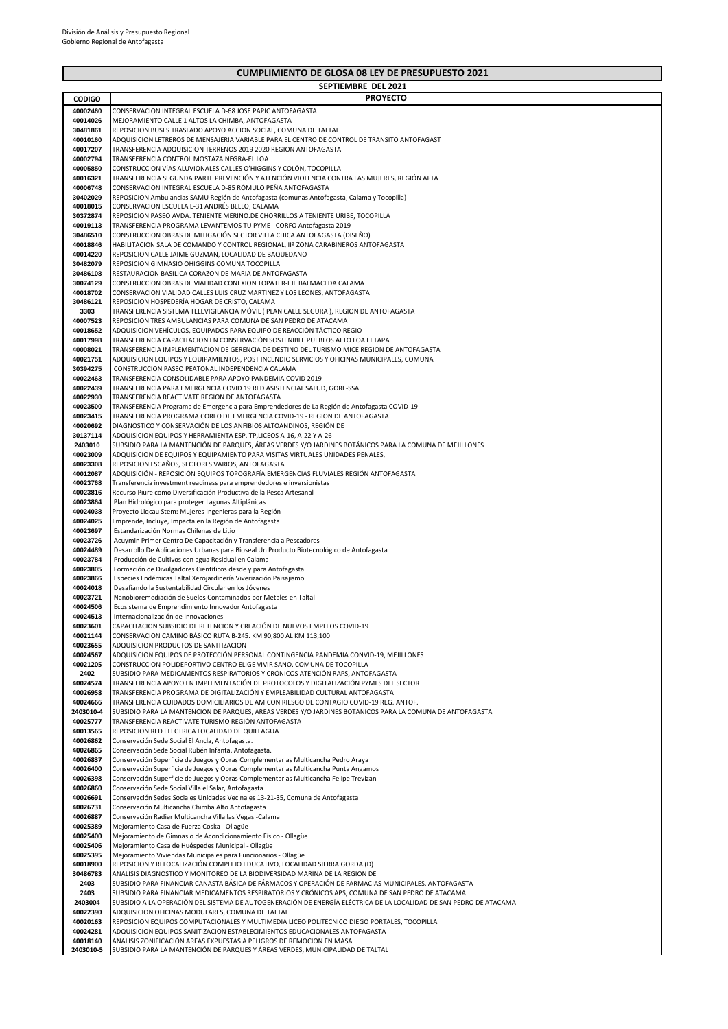División de Análisis y Presupuesto Regional
Gobierno Regional de Antofagasta

## CUMPLIMIENTO DE GLOSA 08 LEY DE PRESUPUESTO 2021

### SEPTIEMBRE DEL 2021

| CODIGO | PROYECTO |
|---|---|
| 40002460 | CONSERVACION INTEGRAL ESCUELA D-68 JOSE PAPIC ANTOFAGASTA |
| 40014026 | MEJORAMIENTO CALLE 1 ALTOS LA CHIMBA, ANTOFAGASTA |
| 30481861 | REPOSICION BUSES TRASLADO APOYO ACCION SOCIAL, COMUNA DE TALTAL |
| 40010160 | ADQUISICION LETREROS DE MENSAJERIA VARIABLE PARA EL CENTRO DE CONTROL DE TRANSITO ANTOFAGAST |
| 40017207 | TRANSFERENCIA ADQUISICION TERRENOS 2019 2020 REGION ANTOFAGASTA |
| 40002794 | TRANSFERENCIA CONTROL MOSTAZA NEGRA-EL LOA |
| 40005850 | CONSTRUCCION VÍAS ALUVIONALES CALLES O'HIGGINS Y COLÓN, TOCOPILLA |
| 40016321 | TRANSFERENCIA SEGUNDA PARTE PREVENCIÓN Y ATENCIÓN VIOLENCIA CONTRA LAS MUJERES, REGIÓN AFTA |
| 40006748 | CONSERVACION INTEGRAL ESCUELA D-85 RÓMULO PEÑA ANTOFAGASTA |
| 30402029 | REPOSICION Ambulancias SAMU Región de Antofagasta (comunas Antofagasta, Calama y Tocopilla) |
| 40018015 | CONSERVACION ESCUELA E-31 ANDRÉS BELLO, CALAMA |
| 30372874 | REPOSICION PASEO AVDA. TENIENTE MERINO.DE CHORRILLOS A TENIENTE URIBE, TOCOPILLA |
| 40019113 | TRANSFERENCIA PROGRAMA LEVANTEMOS TU PYME - CORFO Antofagasta 2019 |
| 30486510 | CONSTRUCCION OBRAS DE MITIGACIÓN SECTOR VILLA CHICA ANTOFAGASTA (DISEÑO) |
| 40018846 | HABILITACION SALA DE COMANDO Y CONTROL REGIONAL, IIª ZONA CARABINEROS ANTOFAGASTA |
| 40014220 | REPOSICION CALLE JAIME GUZMAN, LOCALIDAD DE BAQUEDANO |
| 30482079 | REPOSICION GIMNASIO OHIGGINS COMUNA TOCOPILLA |
| 30486108 | RESTAURACION BASILICA CORAZON DE MARIA DE ANTOFAGASTA |
| 30074129 | CONSTRUCCION OBRAS DE VIALIDAD CONEXION TOPATER-EJE BALMACEDA CALAMA |
| 40018702 | CONSERVACION VIALIDAD CALLES LUIS CRUZ MARTINEZ Y LOS LEONES, ANTOFAGASTA |
| 30486121 | REPOSICION HOSPEDERÍA HOGAR DE CRISTO, CALAMA |
| 3303 | TRANSFERENCIA SISTEMA TELEVIGILANCIA MÓVIL ( PLAN CALLE SEGURA ), REGION DE ANTOFAGASTA |
| 40007523 | REPOSICION TRES AMBULANCIAS PARA COMUNA DE SAN PEDRO DE ATACAMA |
| 40018652 | ADQUISICION VEHÍCULOS, EQUIPADOS PARA EQUIPO DE REACCIÓN TÁCTICO REGIO |
| 40017998 | TRANSFERENCIA CAPACITACION EN CONSERVACIÓN SOSTENIBLE PUEBLOS ALTO LOA I ETAPA |
| 40008021 | TRANSFERENCIA IMPLEMENTACION DE GERENCIA DE DESTINO DEL TURISMO MICE REGION DE ANTOFAGASTA |
| 40021751 | ADQUISICION EQUIPOS Y EQUIPAMIENTOS, POST INCENDIO SERVICIOS Y OFICINAS MUNICIPALES, COMUNA |
| 30394275 | CONSTRUCCION PASEO PEATONAL INDEPENDENCIA CALAMA |
| 40022463 | TRANSFERENCIA CONSOLIDABLE PARA APOYO PANDEMIA COVID 2019 |
| 40022439 | TRANSFERENCIA PARA EMERGENCIA COVID 19 RED ASISTENCIAL SALUD, GORE-SSA |
| 40022930 | TRANSFERENCIA REACTIVATE REGION DE ANTOFAGASTA |
| 40023500 | TRANSFERENCIA Programa de Emergencia para Emprendedores de La Región de Antofagasta COVID-19 |
| 40023415 | TRANSFERENCIA PROGRAMA CORFO DE EMERGENCIA COVID-19 - REGION DE ANTOFAGASTA |
| 40020692 | DIAGNOSTICO Y CONSERVACIÓN DE LOS ANFIBIOS ALTOANDINOS, REGIÓN DE |
| 30137114 | ADQUISICION EQUIPOS Y HERRAMIENTA ESP. TP,LICEOS A-16, A-22 Y A-26 |
| 2403010 | SUBSIDIO PARA LA MANTENCIÓN DE PARQUES, ÁREAS VERDES Y/O JARDINES BOTÁNICOS PARA LA COMUNA DE MEJILLONES |
| 40023009 | ADQUISICION DE EQUIPOS Y EQUIPAMIENTO PARA VISITAS VIRTUALES UNIDADES PENALES, |
| 40023308 | REPOSICION ESCAÑOS, SECTORES VARIOS, ANTOFAGASTA |
| 40012087 | ADQUISICIÓN - REPOSICIÓN EQUIPOS TOPOGRAFÍA EMERGENCIAS FLUVIALES REGIÓN ANTOFAGASTA |
| 40023768 | Transferencia investment readiness para emprendedores e inversionistas |
| 40023816 | Recurso Piure como Diversificación Productiva de la Pesca Artesanal |
| 40023864 | Plan Hidrológico para proteger Lagunas Altiplánicas |
| 40024038 | Proyecto Liqcau Stem: Mujeres Ingenieras para la Región |
| 40024025 | Emprende, Incluye, Impacta en la Región de Antofagasta |
| 40023697 | Estandarización Normas Chilenas de Litio |
| 40023726 | Acuymin Primer Centro De Capacitación y Transferencia a Pescadores |
| 40024489 | Desarrollo De Aplicaciones Urbanas para Bioseal Un Producto Biotecnológico de Antofagasta |
| 40023784 | Producción de Cultivos con agua Residual en Calama |
| 40023805 | Formación de Divulgadores Científicos desde y para Antofagasta |
| 40023866 | Especies Endémicas Taltal Xerojardinería Viverización Paisajismo |
| 40024018 | Desafiando la Sustentabilidad Circular en los Jóvenes |
| 40023721 | Nanobioremediación de Suelos Contaminados por Metales en Taltal |
| 40024506 | Ecosistema de Emprendimiento Innovador Antofagasta |
| 40024513 | Internacionalización de Innovaciones |
| 40023601 | CAPACITACION SUBSIDIO DE RETENCION Y CREACIÓN DE NUEVOS EMPLEOS COVID-19 |
| 40021144 | CONSERVACION CAMINO BÁSICO RUTA B-245. KM 90,800 AL KM 113,100 |
| 40023655 | ADQUISICION PRODUCTOS DE SANITIZACION |
| 40024567 | ADQUISICION EQUIPOS DE PROTECCIÓN PERSONAL CONTINGENCIA PANDEMIA CONVID-19, MEJILLONES |
| 40021205 | CONSTRUCCION POLIDEPORTIVO CENTRO ELIGE VIVIR SANO, COMUNA DE TOCOPILLA |
| 2402 | SUBSIDIO PARA MEDICAMENTOS RESPIRATORIOS Y CRÓNICOS ATENCIÓN RAPS, ANTOFAGASTA |
| 40024574 | TRANSFERENCIA APOYO EN IMPLEMENTACIÓN DE PROTOCOLOS Y DIGITALIZACIÓN PYMES DEL SECTOR |
| 40026958 | TRANSFERENCIA PROGRAMA DE DIGITALIZACIÓN Y EMPLEABILIDAD CULTURAL ANTOFAGASTA |
| 40024666 | TRANSFERENCIA CUIDADOS DOMICILIARIOS DE AM CON RIESGO DE CONTAGIO COVID-19 REG. ANTOF. |
| 2403010-4 | SUBSIDIO PARA LA MANTENCION DE PARQUES, AREAS VERDES Y/O JARDINES BOTANICOS PARA LA COMUNA DE ANTOFAGASTA |
| 40025777 | TRANSFERENCIA REACTIVATE TURISMO REGIÓN ANTOFAGASTA |
| 40013565 | REPOSICION RED ELECTRICA LOCALIDAD DE QUILLAGUA |
| 40026862 | Conservación Sede Social El Ancla, Antofagasta. |
| 40026865 | Conservación Sede Social Rubén Infanta, Antofagasta. |
| 40026837 | Conservación Superficie de Juegos y Obras Complementarias Multicancha Pedro Araya |
| 40026400 | Conservación Superficie de Juegos y Obras Complementarias Multicancha Punta Angamos |
| 40026398 | Conservación Superficie de Juegos y Obras Complementarias Multicancha Felipe Trevizan |
| 40026860 | Conservación Sede Social Villa el Salar, Antofagasta |
| 40026691 | Conservación Sedes Sociales Unidades Vecinales 13-21-35, Comuna de Antofagasta |
| 40026731 | Conservación Multicancha Chimba Alto Antofagasta |
| 40026887 | Conservación Radier Multicancha Villa las Vegas -Calama |
| 40025389 | Mejoramiento Casa de Fuerza Coska - Ollagüe |
| 40025400 | Mejoramiento de Gimnasio de Acondicionamiento Físico - Ollagüe |
| 40025406 | Mejoramiento Casa de Huéspedes Municipal - Ollagüe |
| 40025395 | Mejoramiento Viviendas Municipales para Funcionarios - Ollagüe |
| 40018900 | REPOSICION Y RELOCALIZACIÓN COMPLEJO EDUCATIVO, LOCALIDAD SIERRA GORDA (D) |
| 30486783 | ANALISIS DIAGNOSTICO Y MONITOREO DE LA BIODIVERSIDAD MARINA DE LA REGION DE |
| 2403 | SUBSIDIO PARA FINANCIAR CANASTA BÁSICA DE FÁRMACOS Y OPERACIÓN DE FARMACIAS MUNICIPALES, ANTOFAGASTA |
| 2403 | SUBSIDIO PARA FINANCIAR MEDICAMENTOS RESPIRATORIOS Y CRÓNICOS APS, COMUNA DE SAN PEDRO DE ATACAMA |
| 2403004 | SUBSIDIO A LA OPERACIÓN DEL SISTEMA DE AUTOGENERACIÓN DE ENERGÍA ELÉCTRICA DE LA LOCALIDAD DE SAN PEDRO DE ATACAMA |
| 40022390 | ADQUISICION OFICINAS MODULARES, COMUNA DE TALTAL |
| 40020163 | REPOSICION EQUIPOS COMPUTACIONALES Y MULTIMEDIA LICEO POLITECNICO DIEGO PORTALES, TOCOPILLA |
| 40024281 | ADQUISICION EQUIPOS SANITIZACION ESTABLECIMIENTOS EDUCACIONALES ANTOFAGASTA |
| 40018140 | ANALISIS ZONIFICACIÓN AREAS EXPUESTAS A PELIGROS DE REMOCION EN MASA |
| 2403010-5 | SUBSIDIO PARA LA MANTENCIÓN DE PARQUES Y ÁREAS VERDES, MUNICIPALIDAD DE TALTAL |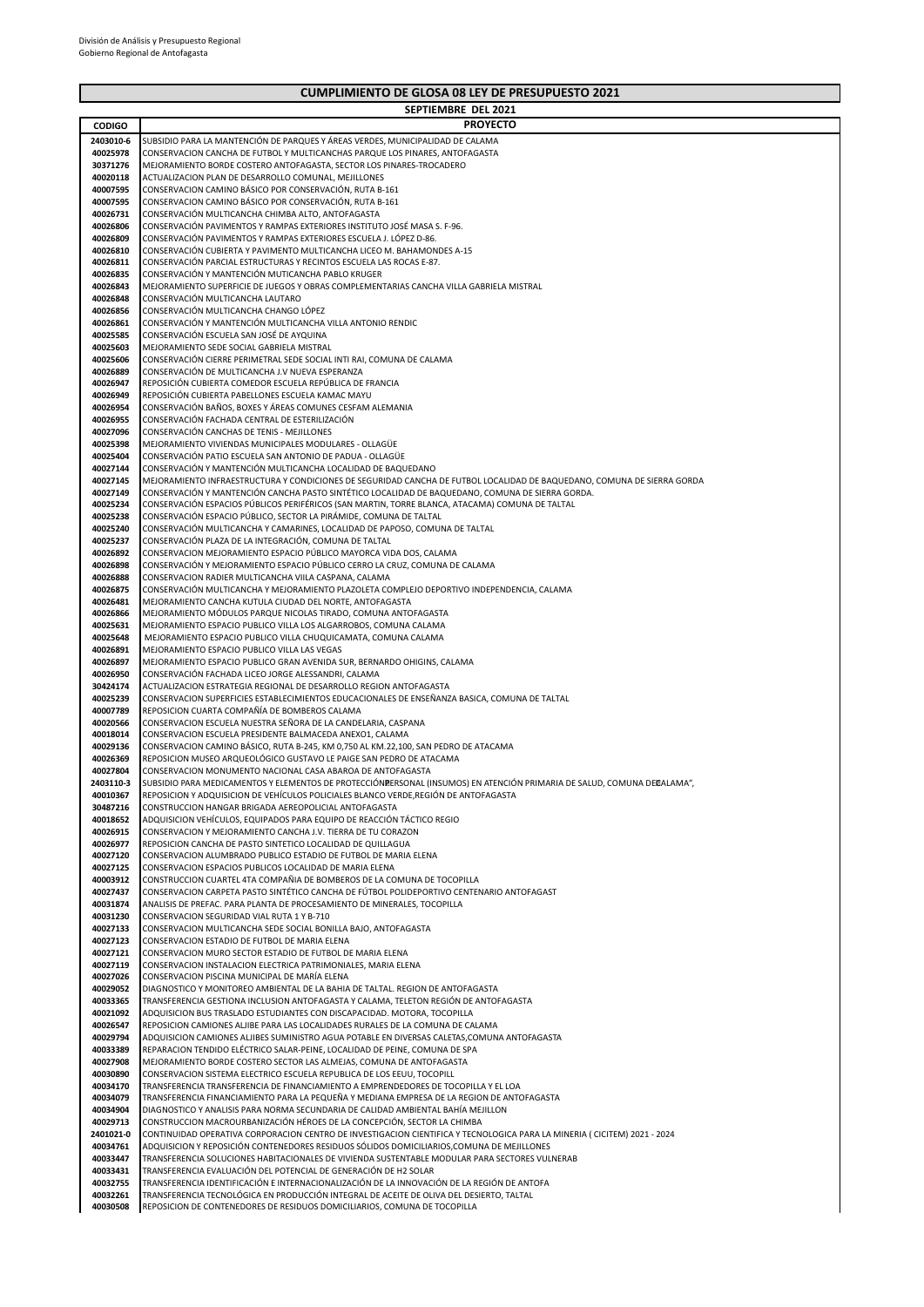División de Análisis y Presupuesto Regional
Gobierno Regional de Antofagasta

## CUMPLIMIENTO DE GLOSA 08 LEY DE PRESUPUESTO 2021

### SEPTIEMBRE DEL 2021

| CODIGO | PROYECTO |
|---|---|
| 2403010-6 | SUBSIDIO PARA LA MANTENCIÓN DE PARQUES Y ÁREAS VERDES, MUNICIPALIDAD DE CALAMA |
| 40025978 | CONSERVACION CANCHA DE FUTBOL Y MULTICANCHAS PARQUE LOS PINARES, ANTOFAGASTA |
| 30371276 | MEJORAMIENTO BORDE COSTERO ANTOFAGASTA, SECTOR LOS PINARES-TROCADERO |
| 40020118 | ACTUALIZACION PLAN DE DESARROLLO COMUNAL, MEJILLONES |
| 40007595 | CONSERVACION CAMINO BÁSICO POR CONSERVACIÓN, RUTA B-161 |
| 40007595 | CONSERVACION CAMINO BÁSICO POR CONSERVACIÓN, RUTA B-161 |
| 40026731 | CONSERVACIÓN MULTICANCHA CHIMBA ALTO, ANTOFAGASTA |
| 40026806 | CONSERVACIÓN PAVIMENTOS Y RAMPAS EXTERIORES INSTITUTO JOSÉ MASA S. F-96. |
| 40026809 | CONSERVACIÓN PAVIMENTOS Y RAMPAS EXTERIORES ESCUELA J. LÓPEZ D-86. |
| 40026810 | CONSERVACIÓN CUBIERTA Y PAVIMENTO MULTICANCHA LICEO M. BAHAMONDES A-15 |
| 40026811 | CONSERVACIÓN PARCIAL ESTRUCTURAS Y RECINTOS ESCUELA LAS ROCAS E-87. |
| 40026835 | CONSERVACIÓN Y MANTENCIÓN MUTICANCHA PABLO KRUGER |
| 40026843 | MEJORAMIENTO SUPERFICIE DE JUEGOS Y OBRAS COMPLEMENTARIAS CANCHA VILLA GABRIELA MISTRAL |
| 40026848 | CONSERVACIÓN MULTICANCHA LAUTARO |
| 40026856 | CONSERVACIÓN MULTICANCHA CHANGO LÓPEZ |
| 40026861 | CONSERVACIÓN Y MANTENCIÓN MULTICANCHA VILLA ANTONIO RENDIC |
| 40025585 | CONSERVACIÓN ESCUELA SAN JOSÉ DE AYQUINA |
| 40025603 | MEJORAMIENTO SEDE SOCIAL GABRIELA MISTRAL |
| 40025606 | CONSERVACIÓN CIERRE PERIMETRAL SEDE SOCIAL INTI RAI, COMUNA DE CALAMA |
| 40026889 | CONSERVACIÓN DE MULTICANCHA J.V NUEVA ESPERANZA |
| 40026947 | REPOSICIÓN CUBIERTA COMEDOR ESCUELA REPÚBLICA DE FRANCIA |
| 40026949 | REPOSICIÓN CUBIERTA PABELLONES ESCUELA KAMAC MAYU |
| 40026954 | CONSERVACIÓN BAÑOS, BOXES Y ÁREAS COMUNES CESFAM ALEMANIA |
| 40026955 | CONSERVACIÓN FACHADA CENTRAL DE ESTERILIZACIÓN |
| 40027096 | CONSERVACIÓN CANCHAS DE TENIS - MEJILLONES |
| 40025398 | MEJORAMIENTO VIVIENDAS MUNICIPALES MODULARES - OLLAGÜE |
| 40025404 | CONSERVACIÓN PATIO ESCUELA SAN ANTONIO DE PADUA - OLLAGÜE |
| 40027144 | CONSERVACIÓN Y MANTENCIÓN MULTICANCHA LOCALIDAD DE BAQUEDANO |
| 40027145 | MEJORAMIENTO INFRAESTRUCTURA Y CONDICIONES DE SEGURIDAD CANCHA DE FUTBOL LOCALIDAD DE BAQUEDANO, COMUNA DE SIERRA GORDA |
| 40027149 | CONSERVACIÓN Y MANTENCIÓN CANCHA PASTO SINTÉTICO LOCALIDAD DE BAQUEDANO, COMUNA DE SIERRA GORDA. |
| 40025234 | CONSERVACIÓN ESPACIOS PÚBLICOS PERIFÉRICOS (SAN MARTIN, TORRE BLANCA, ATACAMA) COMUNA DE TALTAL |
| 40025238 | CONSERVACIÓN ESPACIO PÚBLICO, SECTOR LA PIRÁMIDE, COMUNA DE TALTAL |
| 40025240 | CONSERVACIÓN MULTICANCHA Y CAMARINES, LOCALIDAD DE PAPOSO, COMUNA DE TALTAL |
| 40025237 | CONSERVACIÓN PLAZA DE LA INTEGRACIÓN, COMUNA DE TALTAL |
| 40026892 | CONSERVACION MEJORAMIENTO ESPACIO PÚBLICO MAYORCA VIDA DOS, CALAMA |
| 40026898 | CONSERVACIÓN Y MEJORAMIENTO ESPACIO PÚBLICO CERRO LA CRUZ, COMUNA DE CALAMA |
| 40026888 | CONSERVACION RADIER MULTICANCHA VIILA CASPANA, CALAMA |
| 40026875 | CONSERVACIÓN MULTICANCHA Y MEJORAMIENTO PLAZOLETA COMPLEJO DEPORTIVO INDEPENDENCIA, CALAMA |
| 40026481 | MEJORAMIENTO CANCHA KUTULA CIUDAD DEL NORTE, ANTOFAGASTA |
| 40026866 | MEJORAMIENTO MÓDULOS PARQUE NICOLAS TIRADO, COMUNA ANTOFAGASTA |
| 40025631 | MEJORAMIENTO ESPACIO PUBLICO VILLA LOS ALGARROBOS, COMUNA CALAMA |
| 40025648 | MEJORAMIENTO ESPACIO PUBLICO VILLA CHUQUICAMATA, COMUNA CALAMA |
| 40026891 | MEJORAMIENTO ESPACIO PUBLICO VILLA LAS VEGAS |
| 40026897 | MEJORAMIENTO ESPACIO PUBLICO GRAN AVENIDA SUR, BERNARDO OHIGINS, CALAMA |
| 40026950 | CONSERVACIÓN FACHADA LICEO JORGE ALESSANDRI, CALAMA |
| 30424174 | ACTUALIZACION ESTRATEGIA REGIONAL DE DESARROLLO REGION ANTOFAGASTA |
| 40025239 | CONSERVACION SUPERFICIES ESTABLECIMIENTOS EDUCACIONALES DE ENSEÑANZA BASICA, COMUNA DE TALTAL |
| 40007789 | REPOSICION CUARTA COMPAÑÍA DE BOMBEROS CALAMA |
| 40020566 | CONSERVACION ESCUELA NUESTRA SEÑORA DE LA CANDELARIA, CASPANA |
| 40018014 | CONSERVACION ESCUELA PRESIDENTE BALMACEDA ANEXO1, CALAMA |
| 40029136 | CONSERVACION CAMINO BÁSICO, RUTA B-245, KM 0,750 AL KM.22,100, SAN PEDRO DE ATACAMA |
| 40026369 | REPOSICION MUSEO ARQUEOLÓGICO GUSTAVO LE PAIGE SAN PEDRO DE ATACAMA |
| 40027804 | CONSERVACION MONUMENTO NACIONAL CASA ABAROA DE ANTOFAGASTA |
| 2403110-3 | SUBSIDIO PARA MEDICAMENTOS Y ELEMENTOS DE PROTECCIÓN PERSONAL (INSUMOS) EN ATENCIÓN PRIMARIA DE SALUD, COMUNA DE CALAMA", |
| 40010367 | REPOSICION Y ADQUISICION DE VEHÍCULOS POLICIALES BLANCO VERDE,REGIÓN DE ANTOFAGASTA |
| 30487216 | CONSTRUCCION HANGAR BRIGADA AEREOPOLICIAL ANTOFAGASTA |
| 40018652 | ADQUISICION VEHÍCULOS, EQUIPADOS PARA EQUIPO DE REACCIÓN TÁCTICO REGIO |
| 40026915 | CONSERVACION Y MEJORAMIENTO CANCHA J.V. TIERRA DE TU CORAZON |
| 40026977 | REPOSICION CANCHA DE PASTO SINTETICO LOCALIDAD DE QUILLAGUA |
| 40027120 | CONSERVACION ALUMBRADO PUBLICO ESTADIO DE FUTBOL DE MARIA ELENA |
| 40027125 | CONSERVACION ESPACIOS PUBLICOS LOCALIDAD DE MARIA ELENA |
| 40003912 | CONSTRUCCION CUARTEL 4TA COMPAÑÍA DE BOMBEROS DE LA COMUNA DE TOCOPILLA |
| 40027437 | CONSERVACION CARPETA PASTO SINTÉTICO CANCHA DE FÚTBOL POLIDEPORTIVO CENTENARIO ANTOFAGAST |
| 40031874 | ANALISIS DE PREFAC. PARA PLANTA DE PROCESAMIENTO DE MINERALES, TOCOPILLA |
| 40031230 | CONSERVACION SEGURIDAD VIAL RUTA 1 Y B-710 |
| 40027133 | CONSERVACION MULTICANCHA SEDE SOCIAL BONILLA BAJO, ANTOFAGASTA |
| 40027123 | CONSERVACION ESTADIO DE FUTBOL DE MARIA ELENA |
| 40027121 | CONSERVACION MURO SECTOR ESTADIO DE FUTBOL DE MARIA ELENA |
| 40027119 | CONSERVACION INSTALACION ELECTRICA PATRIMONIALES, MARIA ELENA |
| 40027026 | CONSERVACION PISCINA MUNICIPAL DE MARÍA ELENA |
| 40029052 | DIAGNOSTICO Y MONITOREO AMBIENTAL DE LA BAHIA DE TALTAL. REGION DE ANTOFAGASTA |
| 40033365 | TRANSFERENCIA GESTIONA INCLUSION ANTOFAGASTA Y CALAMA, TELETON REGIÓN DE ANTOFAGASTA |
| 40021092 | ADQUISICION BUS TRASLADO ESTUDIANTES CON DISCAPACIDAD. MOTORA, TOCOPILLA |
| 40026547 | REPOSICION CAMIONES ALJIBE PARA LAS LOCALIDADES RURALES DE LA COMUNA DE CALAMA |
| 40029794 | ADQUISICION CAMIONES ALJIBES SUMINISTRO AGUA POTABLE EN DIVERSAS CALETAS,COMUNA ANTOFAGASTA |
| 40033389 | REPARACION TENDIDO ELÉCTRICO SALAR-PEINE, LOCALIDAD DE PEINE, COMUNA DE SPA |
| 40027908 | MEJORAMIENTO BORDE COSTERO SECTOR LAS ALMEJAS, COMUNA DE ANTOFAGASTA |
| 40030890 | CONSERVACION SISTEMA ELECTRICO ESCUELA REPUBLICA DE LOS EEUU, TOCOPILL |
| 40034170 | TRANSFERENCIA TRANSFERENCIA DE FINANCIAMIENTO A EMPRENDEDORES DE TOCOPILLA Y EL LOA |
| 40034079 | TRANSFERENCIA FINANCIAMIENTO PARA LA PEQUEÑA Y MEDIANA EMPRESA DE LA REGION DE ANTOFAGASTA |
| 40034904 | DIAGNOSTICO Y ANALISIS PARA NORMA SECUNDARIA DE CALIDAD AMBIENTAL BAHÍA MEJILLON |
| 40029713 | CONSTRUCCION MACROURBANIZACIÓN HÉROES DE LA CONCEPCIÓN, SECTOR LA CHIMBA |
| 2401021-0 | CONTINUIDAD OPERATIVA CORPORACION CENTRO DE INVESTIGACION CIENTIFICA Y TECNOLOGICA PARA LA MINERIA ( CICITEM) 2021 - 2024 |
| 40034761 | ADQUISICION Y REPOSICIÓN CONTENEDORES RESIDUOS SÓLIDOS DOMICILIARIOS,COMUNA DE MEJILLONES |
| 40033447 | TRANSFERENCIA SOLUCIONES HABITACIONALES DE VIVIENDA SUSTENTABLE MODULAR PARA SECTORES VULNERAB |
| 40033431 | TRANSFERENCIA EVALUACIÓN DEL POTENCIAL DE GENERACIÓN DE H2 SOLAR |
| 40032755 | TRANSFERENCIA IDENTIFICACIÓN E INTERNACIONALIZACIÓN DE LA INNOVACIÓN DE LA REGIÓN DE ANTOFA |
| 40032261 | TRANSFERENCIA TECNOLÓGICA EN PRODUCCIÓN INTEGRAL DE ACEITE DE OLIVA DEL DESIERTO, TALTAL |
| 40030508 | REPOSICION DE CONTENEDORES DE RESIDUOS DOMICILIARIOS, COMUNA DE TOCOPILLA |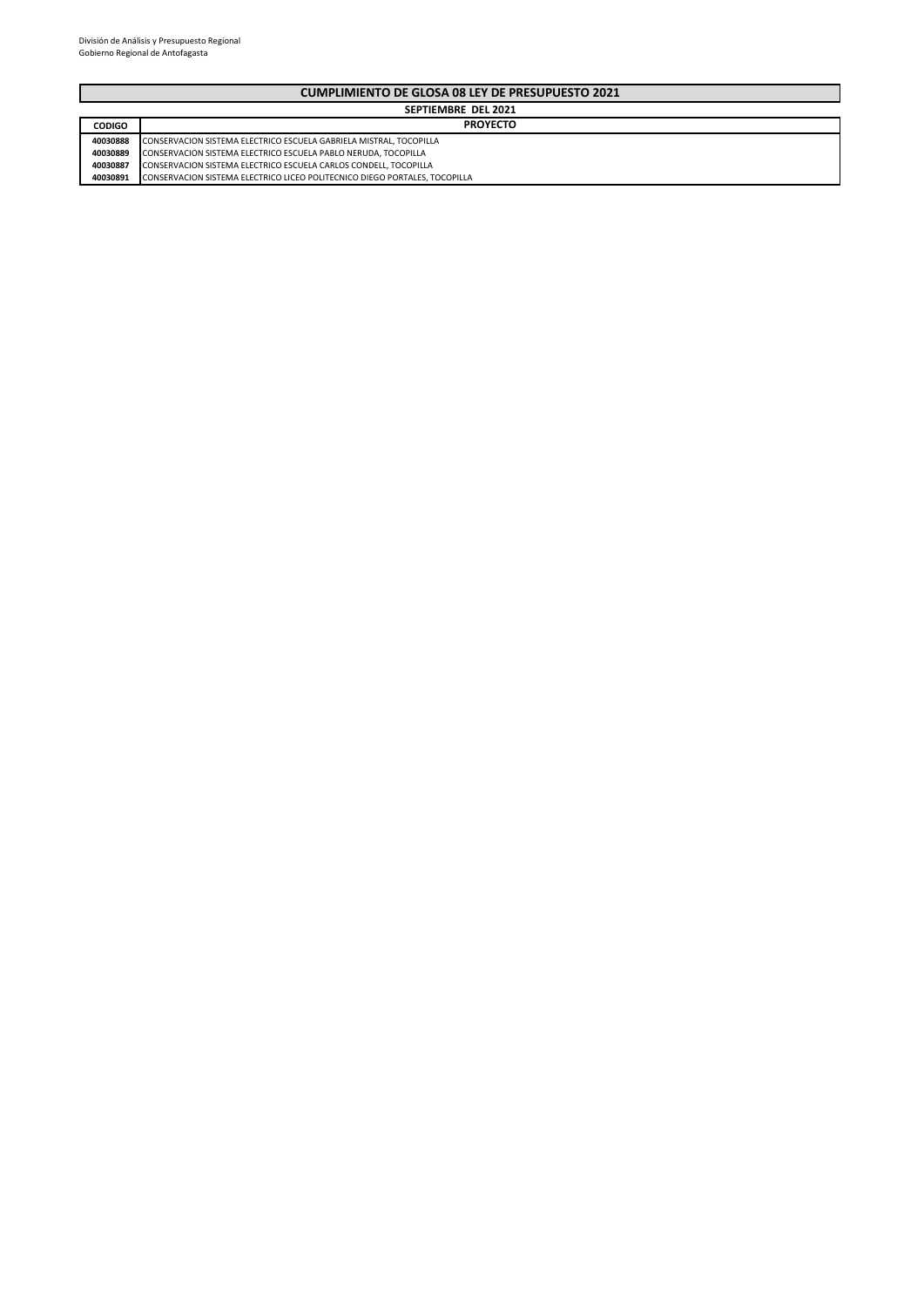División de Análisis y Presupuesto Regional
Gobierno Regional de Antofagasta

| CUMPLIMIENTO DE GLOSA 08 LEY DE PRESUPUESTO 2021 | |
|---|---|
| SEPTIEMBRE DEL 2021 | |
| **CODIGO** | **PROYECTO** |
| **40030888** | CONSERVACION SISTEMA ELECTRICO ESCUELA GABRIELA MISTRAL, TOCOPILLA |
| **40030889** | CONSERVACION SISTEMA ELECTRICO ESCUELA PABLO NERUDA, TOCOPILLA |
| **40030887** | CONSERVACION SISTEMA ELECTRICO ESCUELA CARLOS CONDELL, TOCOPILLA |
| **40030891** | CONSERVACION SISTEMA ELECTRICO LICEO POLITECNICO DIEGO PORTALES, TOCOPILLA |